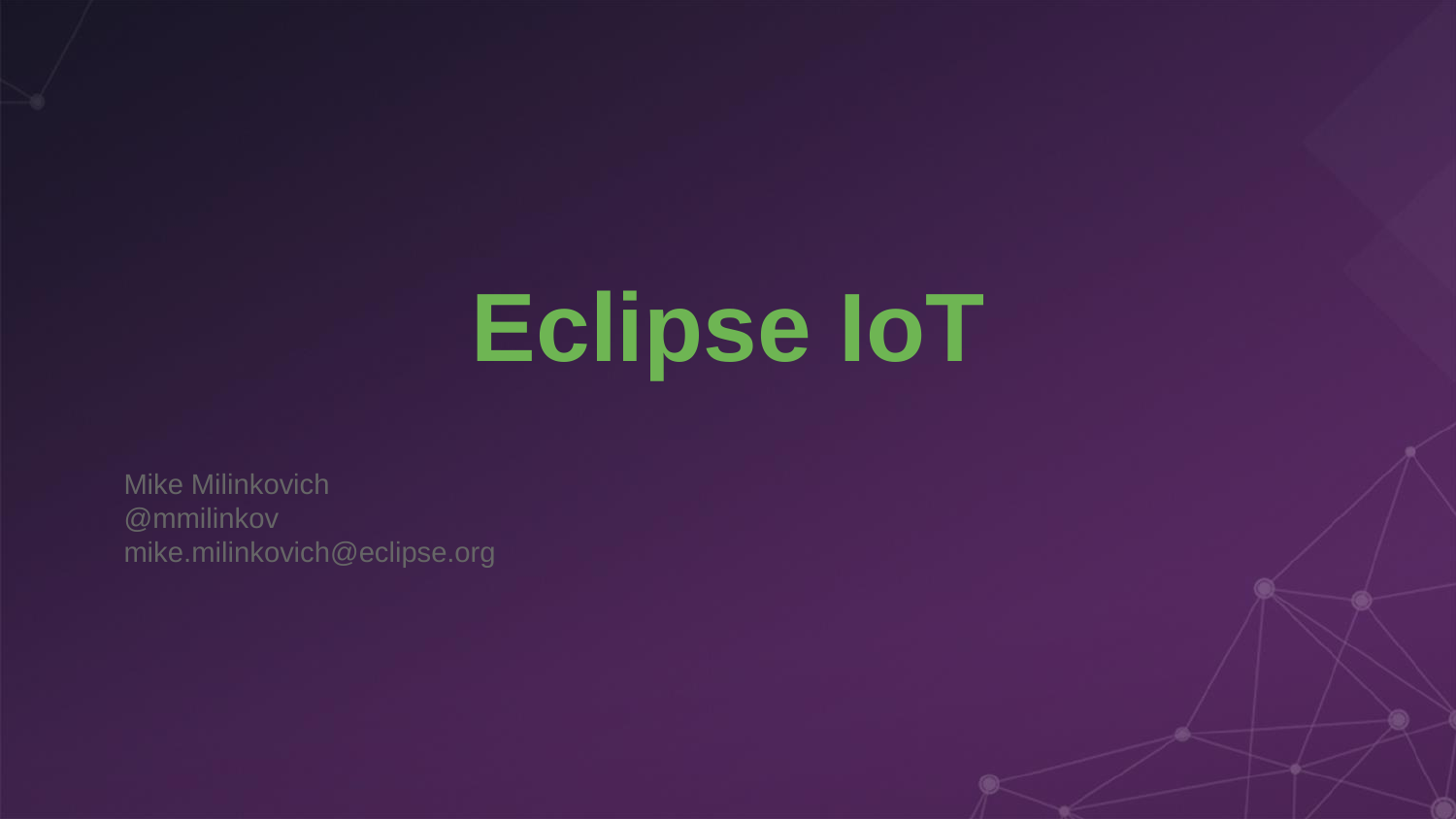# Eclipse IoT

Mike Milinkovich
@mmilinkov
mike.milinkovich@eclipse.org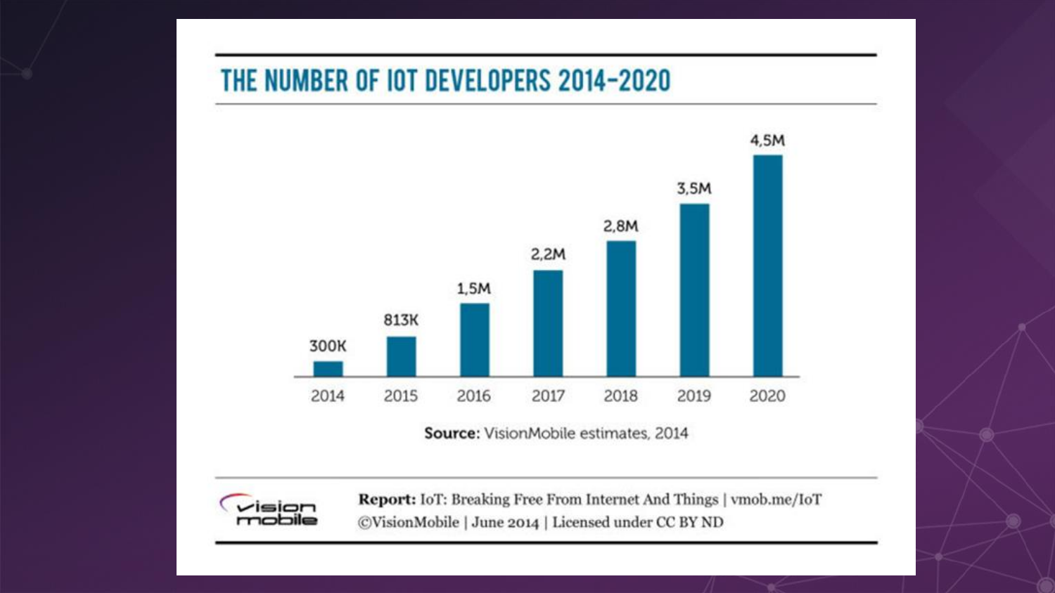## THE NUMBER OF IOT DEVELOPERS 2014-2020

| Year | Number of IoT Developers |
|---|---|
| 2014 | 300K |
| 2015 | 813K |
| 2016 | 1,5M |
| 2017 | 2,2M |
| 2018 | 2,8M |
| 2019 | 3,5M |
| 2020 | 4,5M |

**Source:** VisionMobile estimates, 2014

**Report:** IoT: Breaking Free From Internet And Things | vmob.me/IoT
©VisionMobile | June 2014 | Licensed under CC BY ND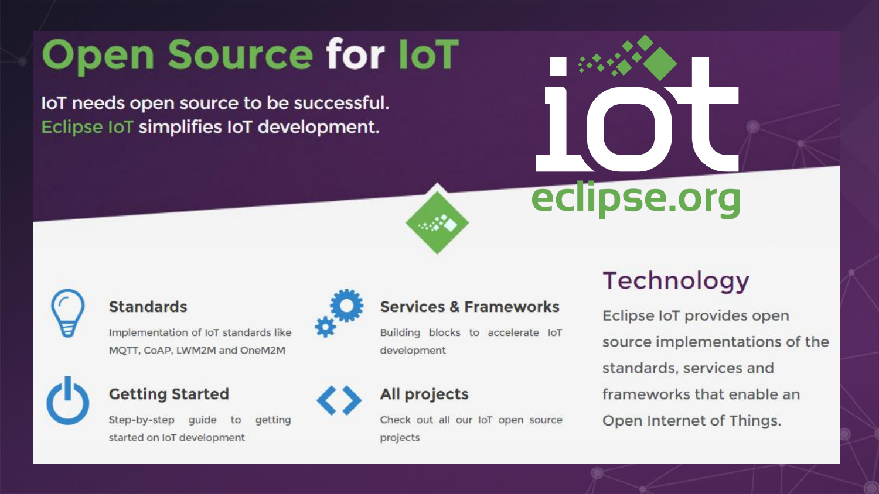# Open Source for IoT

IoT needs open source to be successful.
Eclipse IoT simplifies IoT development.

iot
eclipse.org

### Standards

Implementation of IoT standards like MQTT, CoAP, LWM2M and OneM2M

### Services & Frameworks

Building blocks to accelerate IoT development

### Getting Started

Step-by-step guide to getting started on IoT development

### All projects

Check out all our IoT open source projects

## Technology

Eclipse IoT provides open source implementations of the standards, services and frameworks that enable an Open Internet of Things.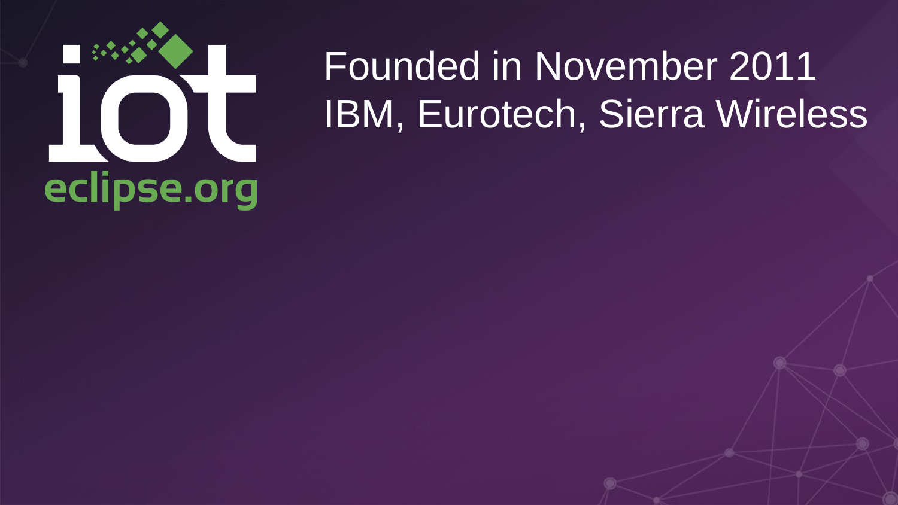iot

eclipse.org

Founded in November 2011

IBM, Eurotech, Sierra Wireless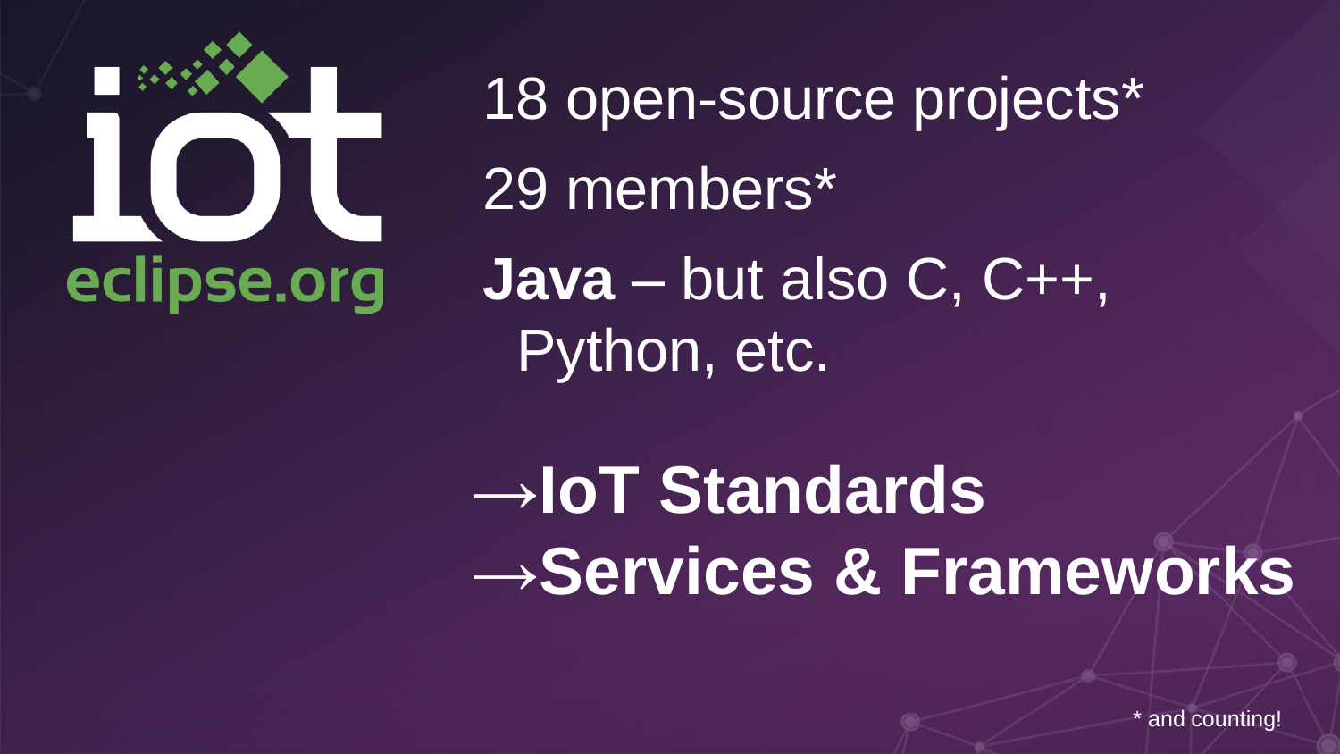iot eclipse.org

18 open-source projects*

29 members*

**Java** – but also C, C++, Python, etc.

**→IoT Standards**

**→Services & Frameworks**

* and counting!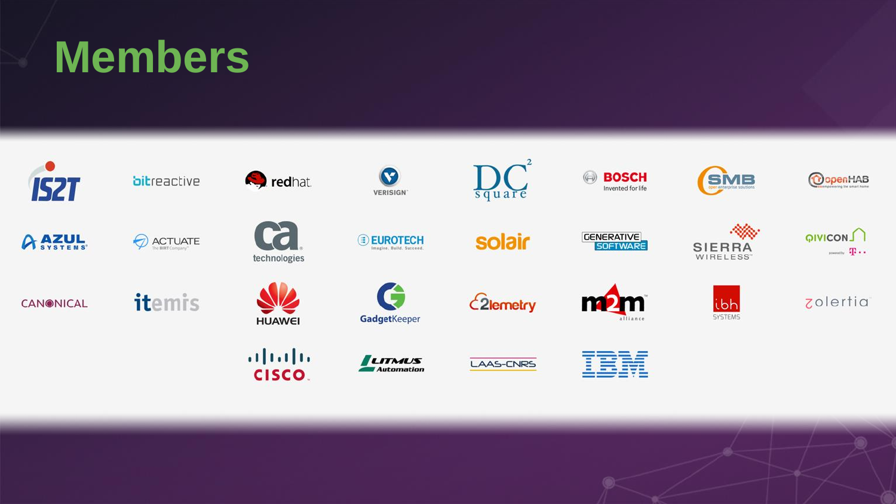# Members

IS2T, bitreactive, redhat, VERISIGN, DC square, BOSCH Invented for life, SMB open enterprise solutions, openHAB

AZUL SYSTEMS, ACTUATE The BIRT Company, ca technologies, EUROTECH Imagine. Build. Succeed., solair, GENERATIVE SOFTWARE, SIERRA WIRELESS, QIVICON

CANONICAL, itemis, HUAWEI, GadgetKeeper, 2lemetry, m2m alliance, ibh SYSTEMS, zolertia

CISCO, LITMUS Automation, LAAS-CNRS, IBM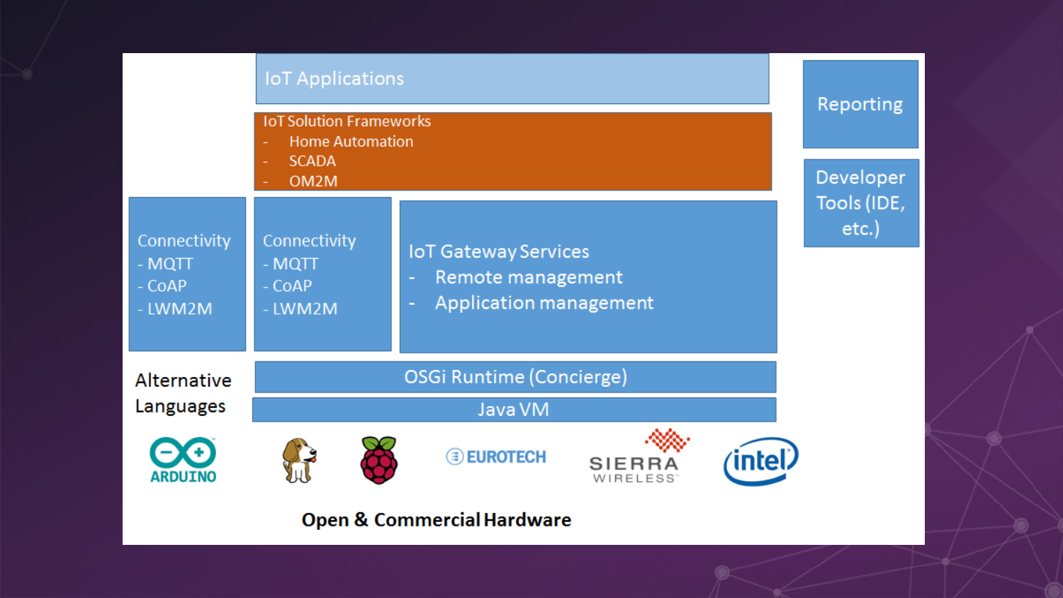IoT Applications

IoT Solution Frameworks
- Home Automation
- SCADA
- OM2M

Reporting

Developer Tools (IDE, etc.)

Connectivity
- MQTT
- CoAP
- LWM2M

Connectivity
- MQTT
- CoAP
- LWM2M

IoT Gateway Services
- Remote management
- Application management

Alternative Languages

OSGi Runtime (Concierge)

Java VM

ARDUINO

EUROTECH

SIERRA WIRELESS

intel

**Open & Commercial Hardware**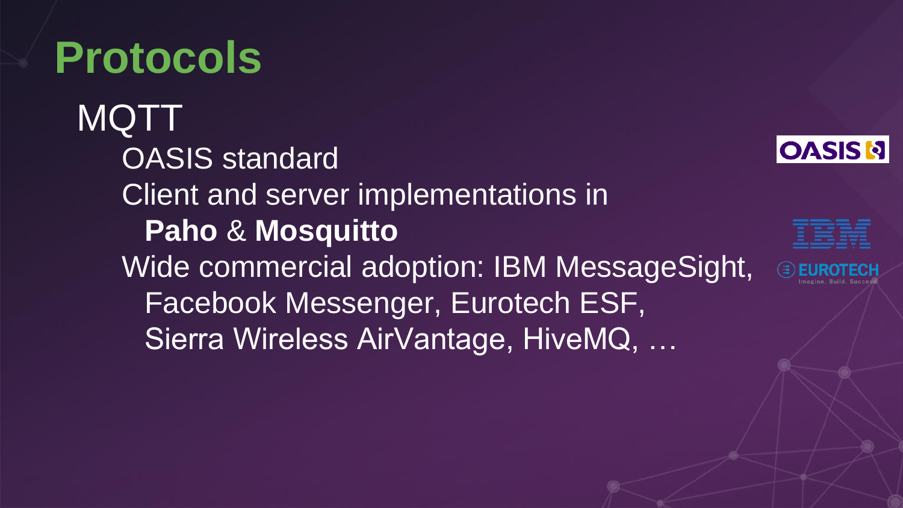# Protocols

- MQTT
  - OASIS standard
  - Client and server implementations in **Paho** & **Mosquitto**
  - Wide commercial adoption: IBM MessageSight, Facebook Messenger, Eurotech ESF, Sierra Wireless AirVantage, HiveMQ, …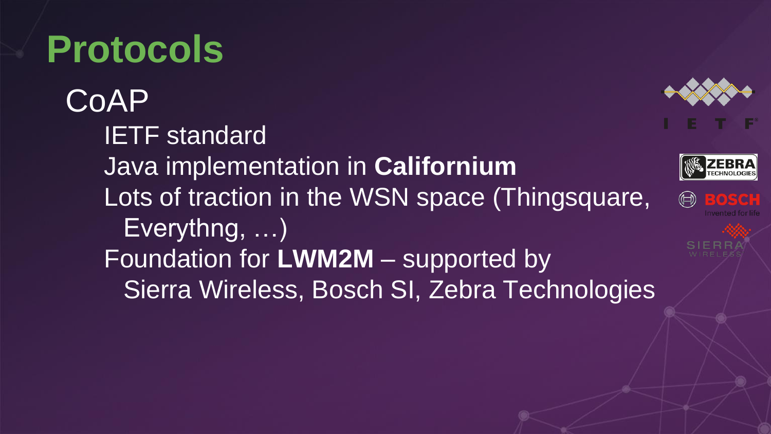# Protocols

## CoAP

- IETF standard
- Java implementation in **Californium**
- Lots of traction in the WSN space (Thingsquare, Everythng, …)
- Foundation for **LWM2M** – supported by Sierra Wireless, Bosch SI, Zebra Technologies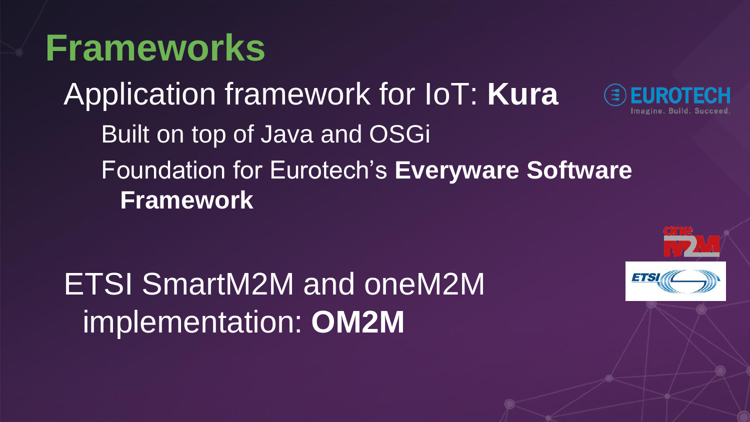# Frameworks

- Application framework for IoT: **Kura**
  - Built on top of Java and OSGi
  - Foundation for Eurotech's **Everyware Software Framework**

- ETSI SmartM2M and oneM2M implementation: **OM2M**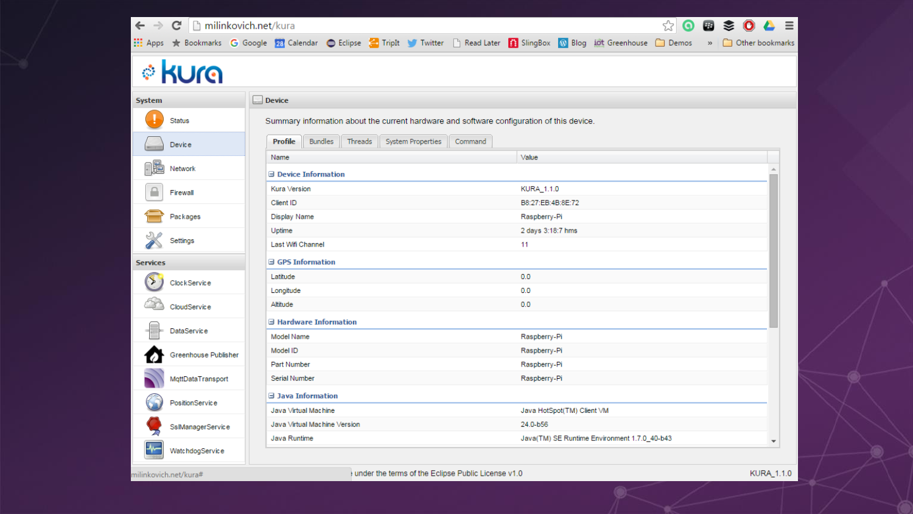Device

Summary information about the current hardware and software configuration of this device.

Profile | Bundles | Threads | System Properties | Command

| Name | Value |
|---|---|
| **Device Information** | |
| Kura Version | KURA_1.1.0 |
| Client ID | B8:27:EB:4B:8E:72 |
| Display Name | Raspberry-Pi |
| Uptime | 2 days 3:18:7 hms |
| Last Wifi Channel | 11 |
| **GPS Information** | |
| Latitude | 0.0 |
| Longitude | 0.0 |
| Altitude | 0.0 |
| **Hardware Information** | |
| Model Name | Raspberry-Pi |
| Model ID | Raspberry-Pi |
| Part Number | Raspberry-Pi |
| Serial Number | Raspberry-Pi |
| **Java Information** | |
| Java Virtual Machine | Java HotSpot(TM) Client VM |
| Java Virtual Machine Version | 24.0-b56 |
| Java Runtime | Java(TM) SE Runtime Environment 1.7.0_40-b43 |

System: Status, Device, Network, Firewall, Packages, Settings

Services: ClockService, CloudService, DataService, Greenhouse Publisher, MqttDataTransport, PositionService, SslManagerService, WatchdogService

under the terms of the Eclipse Public License v1.0 — KURA_1.1.0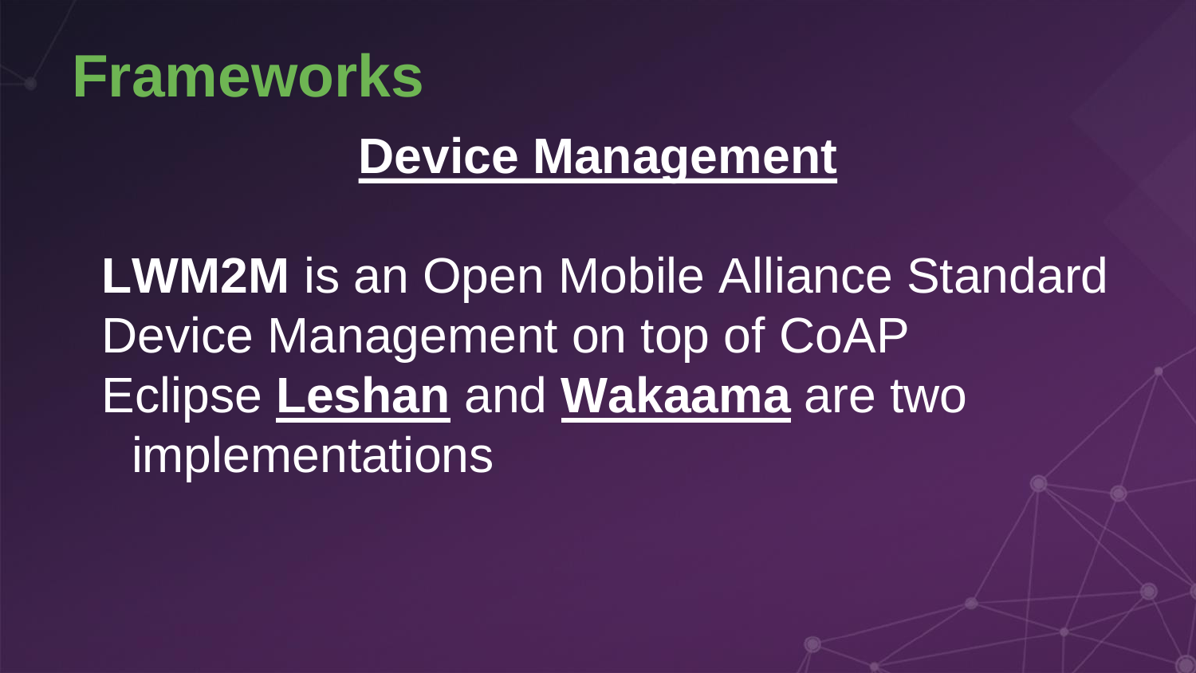# Frameworks

## Device Management

- **LWM2M** is an Open Mobile Alliance Standard
- Device Management on top of CoAP
- Eclipse **Leshan** and **Wakaama** are two implementations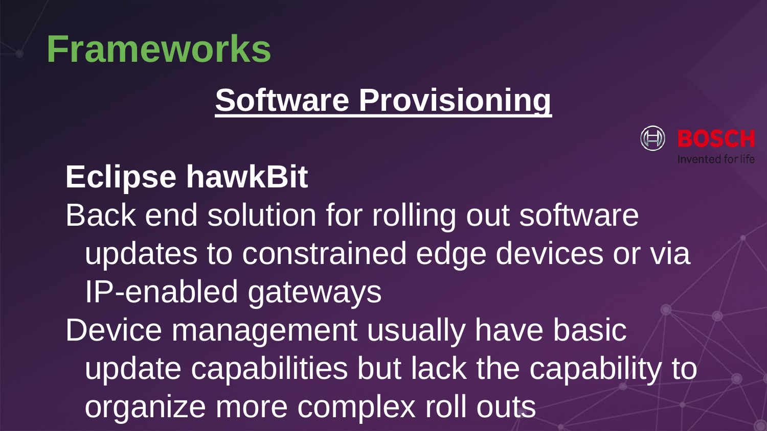# Frameworks

## Software Provisioning

BOSCH
Invented for life

**Eclipse hawkBit**

Back end solution for rolling out software updates to constrained edge devices or via IP-enabled gateways

Device management usually have basic update capabilities but lack the capability to organize more complex roll outs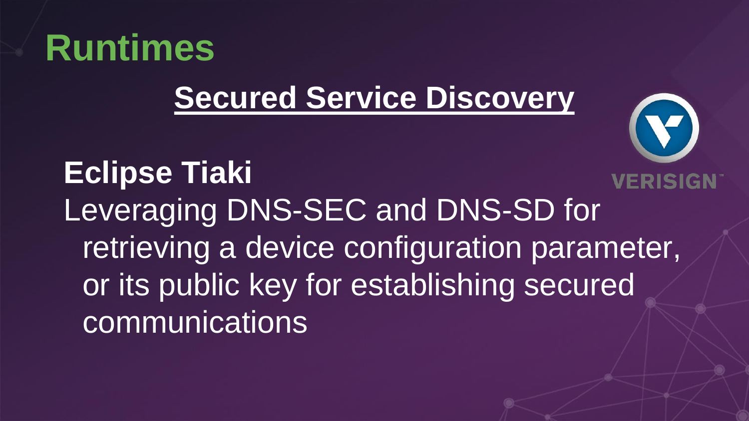# Runtimes

## Secured Service Discovery

VERISIGN

**Eclipse Tiaki**

Leveraging DNS-SEC and DNS-SD for retrieving a device configuration parameter, or its public key for establishing secured communications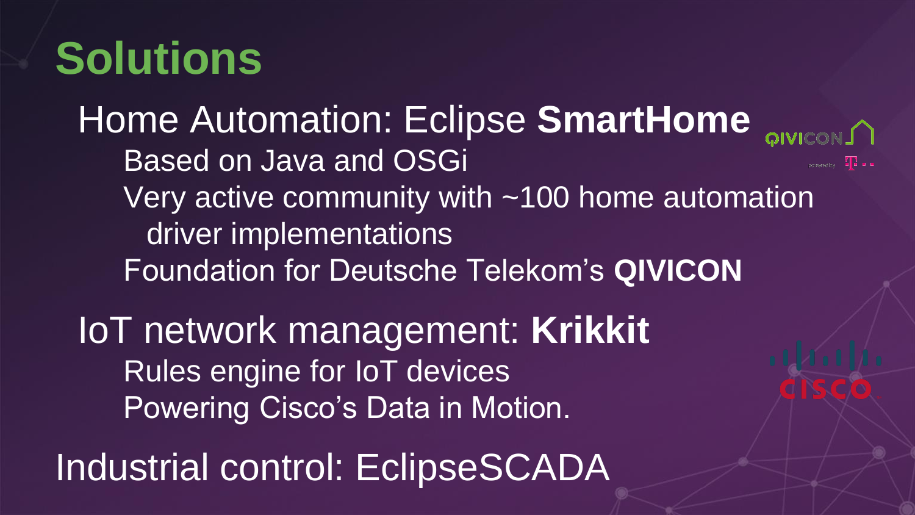# Solutions

## Home Automation: Eclipse **SmartHome**

- Based on Java and OSGi
- Very active community with ~100 home automation driver implementations
- Foundation for Deutsche Telekom's **QIVICON**

## IoT network management: **Krikkit**

- Rules engine for IoT devices
- Powering Cisco's Data in Motion.

## Industrial control: EclipseSCADA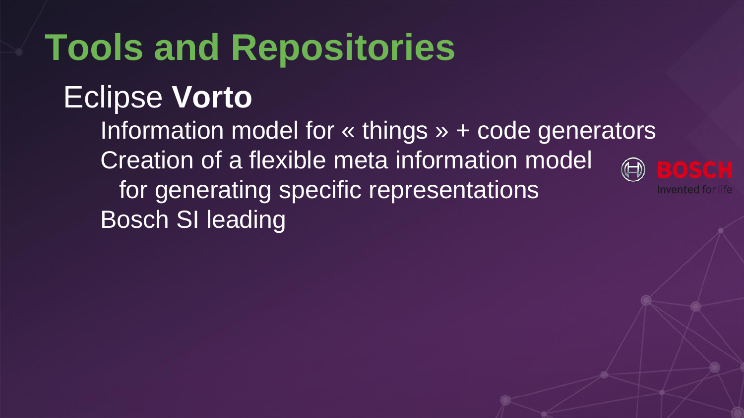# Tools and Repositories

## Eclipse **Vorto**

- Information model for « things » + code generators
- Creation of a flexible meta information model for generating specific representations
- Bosch SI leading

BOSCH
Invented for life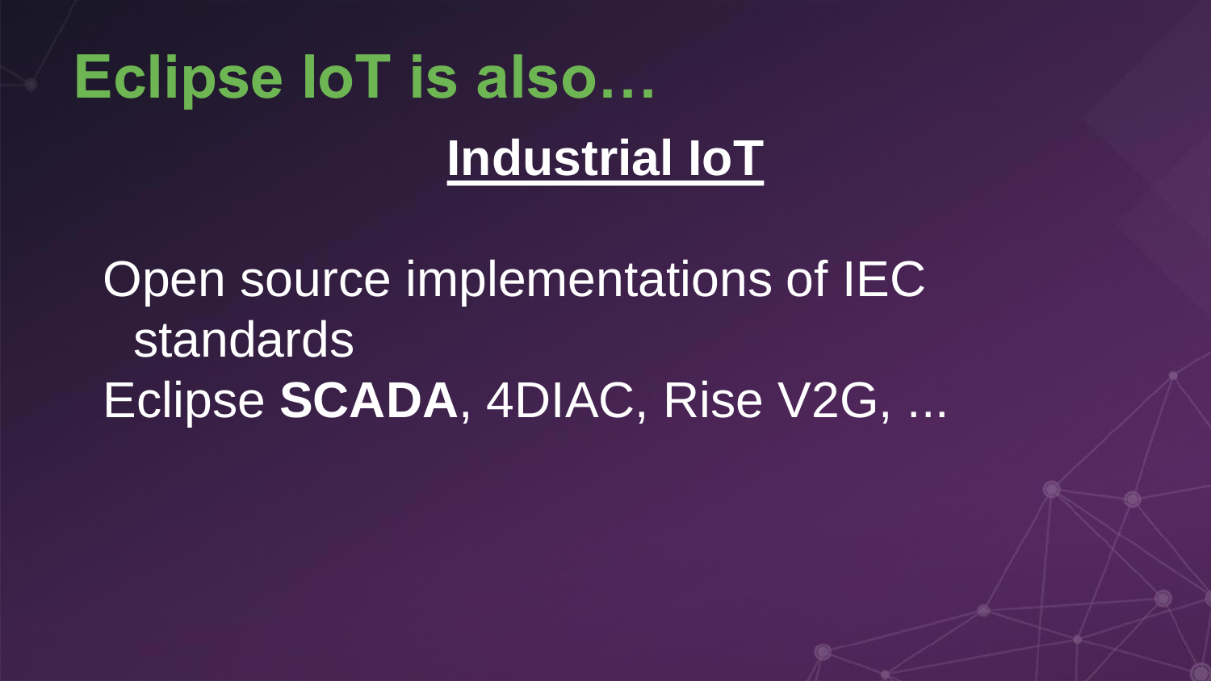# Eclipse IoT is also…

## Industrial IoT

Open source implementations of IEC standards

Eclipse **SCADA**, 4DIAC, Rise V2G, ...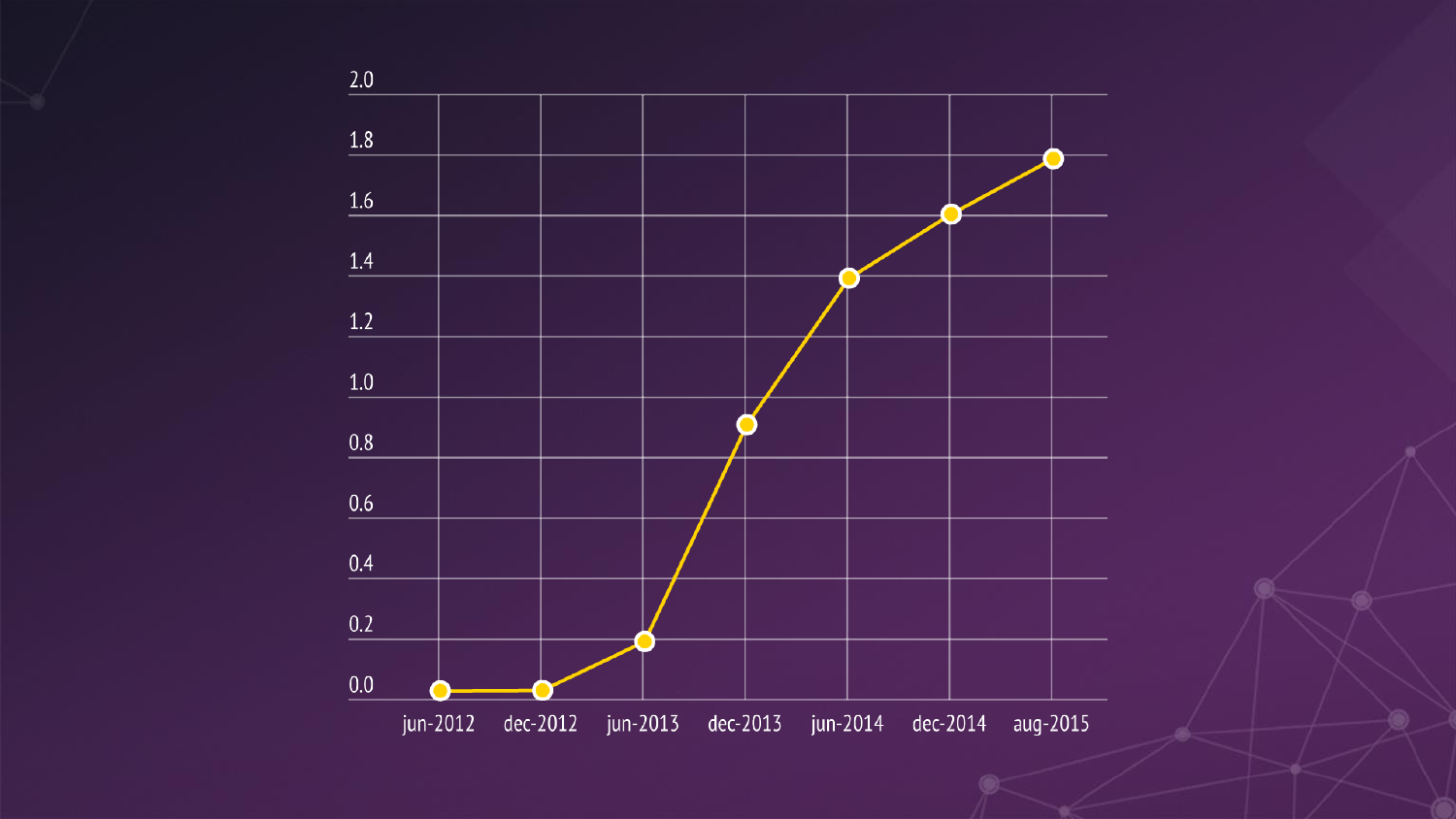2.0

1.8

1.6

1.4

1.2

1.0

0.8

0.6

0.4

0.2

0.0

jun-2012 dec-2012 jun-2013 dec-2013 jun-2014 dec-2014 aug-2015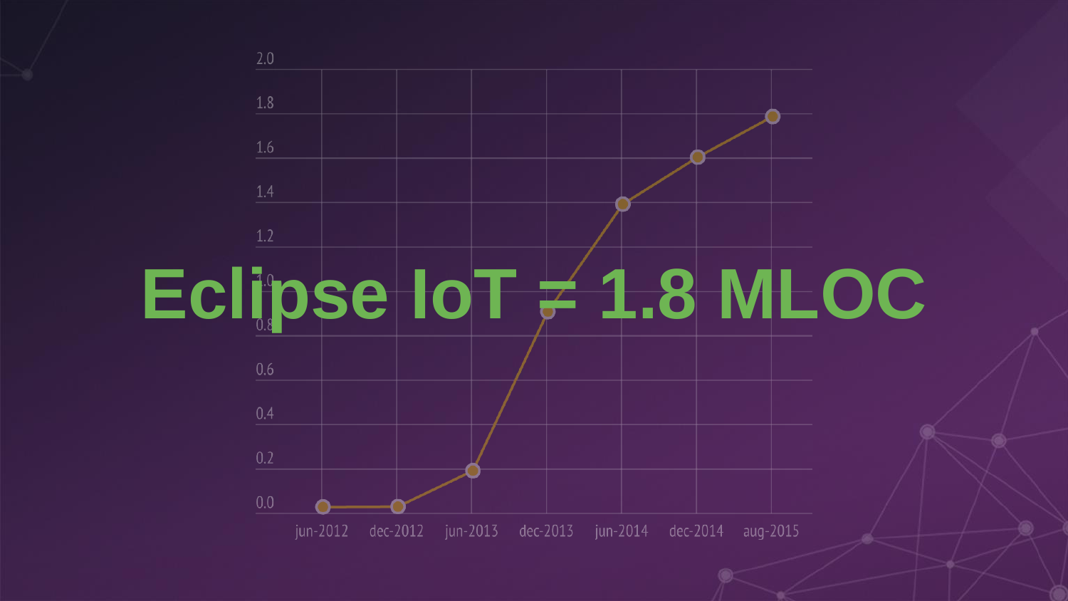# Eclipse IoT = 1.8 MLOC

| | jun-2012 | dec-2012 | jun-2013 | dec-2013 | jun-2014 | dec-2014 | aug-2015 |
|---|---|---|---|---|---|---|---|
| MLOC | 0.03 | 0.03 | 0.2 | 0.9 | 1.4 | 1.6 | 1.8 |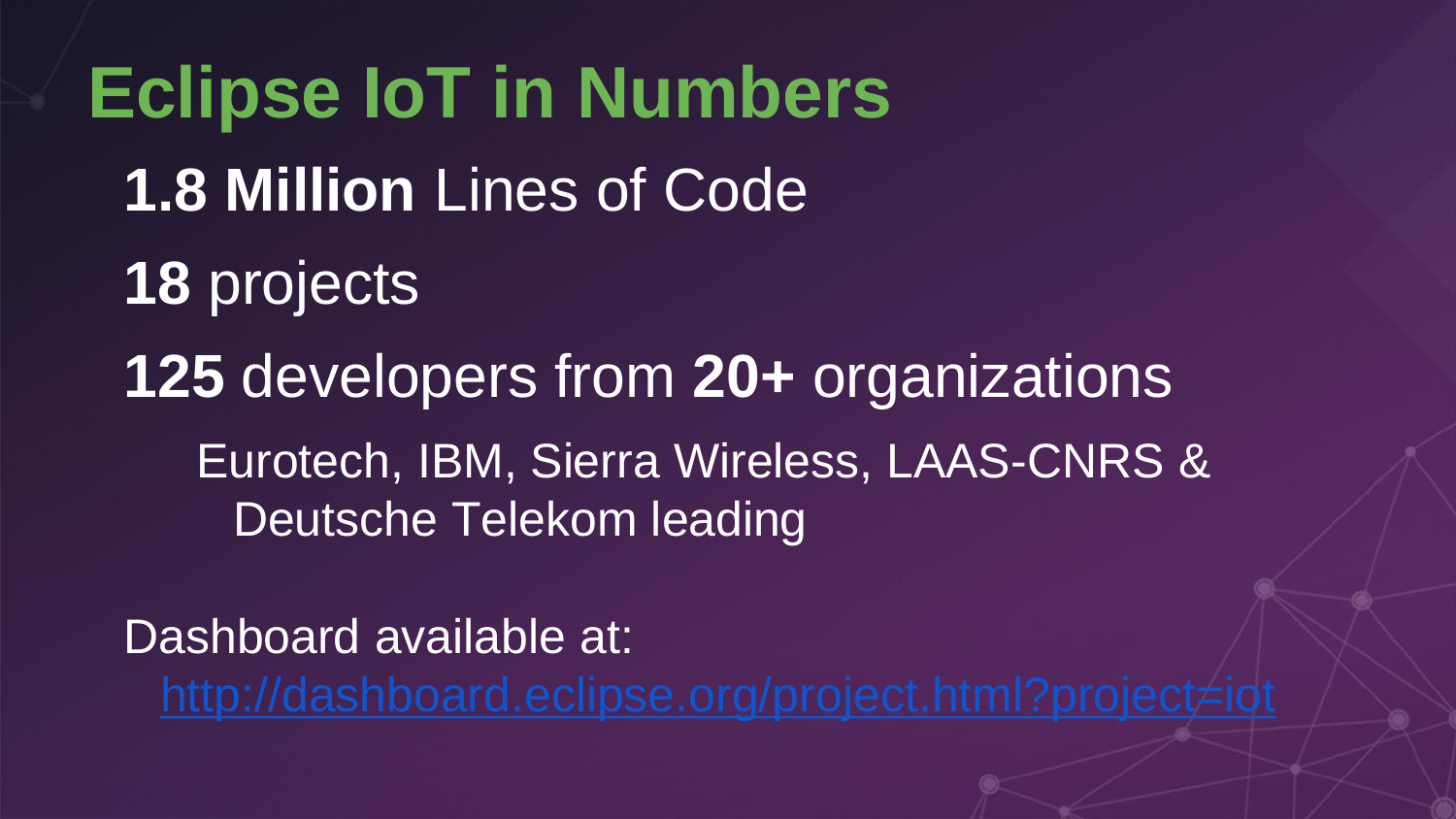# Eclipse IoT in Numbers

**1.8 Million** Lines of Code

**18** projects

**125** developers from **20+** organizations

Eurotech, IBM, Sierra Wireless, LAAS-CNRS & Deutsche Telekom leading

Dashboard available at: [http://dashboard.eclipse.org/project.html?project=iot](http://dashboard.eclipse.org/project.html?project=iot)